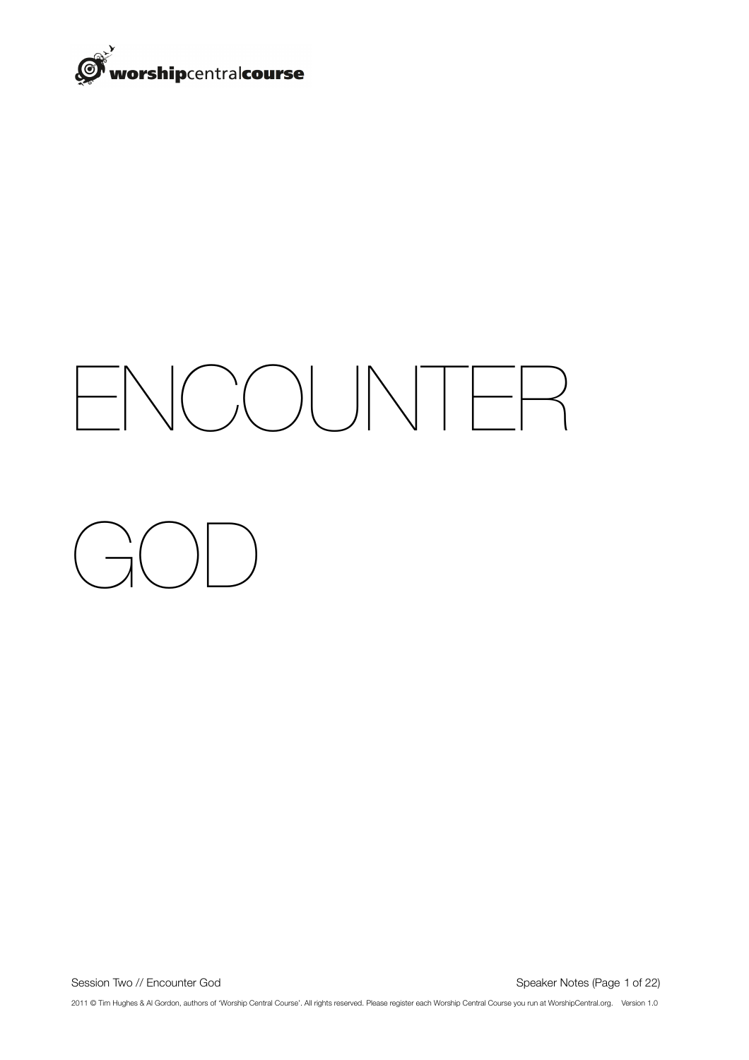# ENCOUNTER GOD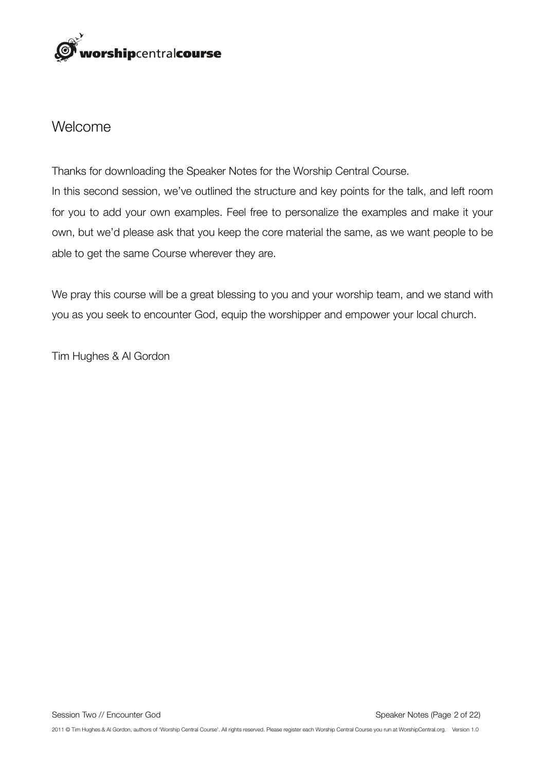## Welcome

Thanks for downloading the Speaker Notes for the Worship Central Course.
In this second session, we've outlined the structure and key points for the talk, and left room for you to add your own examples. Feel free to personalize the examples and make it your own, but we'd please ask that you keep the core material the same, as we want people to be able to get the same Course wherever they are.

We pray this course will be a great blessing to you and your worship team, and we stand with you as you seek to encounter God, equip the worshipper and empower your local church.

Tim Hughes & Al Gordon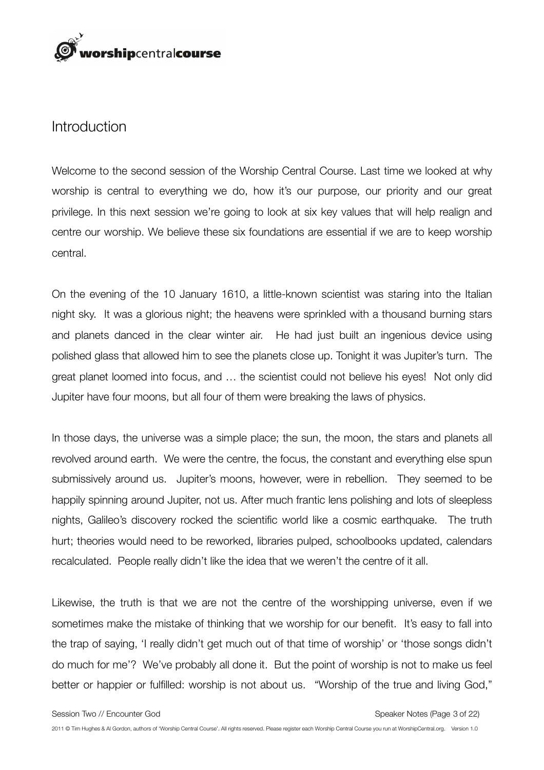# Introduction

Welcome to the second session of the Worship Central Course. Last time we looked at why worship is central to everything we do, how it's our purpose, our priority and our great privilege. In this next session we're going to look at six key values that will help realign and centre our worship. We believe these six foundations are essential if we are to keep worship central.

On the evening of the 10 January 1610, a little-known scientist was staring into the Italian night sky. It was a glorious night; the heavens were sprinkled with a thousand burning stars and planets danced in the clear winter air. He had just built an ingenious device using polished glass that allowed him to see the planets close up. Tonight it was Jupiter's turn. The great planet loomed into focus, and … the scientist could not believe his eyes! Not only did Jupiter have four moons, but all four of them were breaking the laws of physics.

In those days, the universe was a simple place; the sun, the moon, the stars and planets all revolved around earth. We were the centre, the focus, the constant and everything else spun submissively around us. Jupiter's moons, however, were in rebellion. They seemed to be happily spinning around Jupiter, not us. After much frantic lens polishing and lots of sleepless nights, Galileo's discovery rocked the scientific world like a cosmic earthquake. The truth hurt; theories would need to be reworked, libraries pulped, schoolbooks updated, calendars recalculated. People really didn't like the idea that we weren't the centre of it all.

Likewise, the truth is that we are not the centre of the worshipping universe, even if we sometimes make the mistake of thinking that we worship for our benefit. It's easy to fall into the trap of saying, 'I really didn't get much out of that time of worship' or 'those songs didn't do much for me'? We've probably all done it. But the point of worship is not to make us feel better or happier or fulfilled: worship is not about us. "Worship of the true and living God,"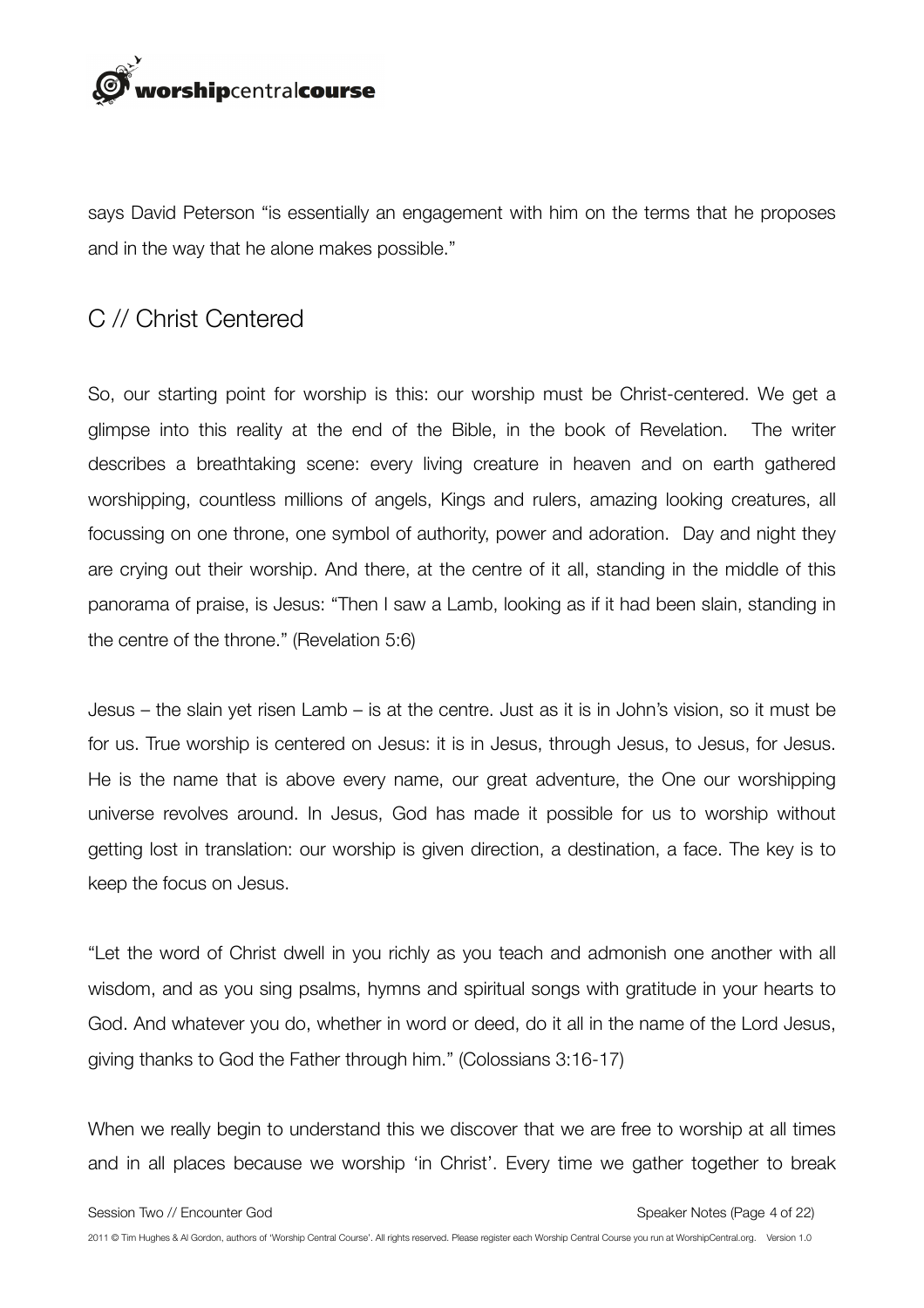says David Peterson "is essentially an engagement with him on the terms that he proposes and in the way that he alone makes possible."

## C // Christ Centered

So, our starting point for worship is this: our worship must be Christ-centered. We get a glimpse into this reality at the end of the Bible, in the book of Revelation. The writer describes a breathtaking scene: every living creature in heaven and on earth gathered worshipping, countless millions of angels, Kings and rulers, amazing looking creatures, all focussing on one throne, one symbol of authority, power and adoration. Day and night they are crying out their worship. And there, at the centre of it all, standing in the middle of this panorama of praise, is Jesus: "Then I saw a Lamb, looking as if it had been slain, standing in the centre of the throne." (Revelation 5:6)

Jesus – the slain yet risen Lamb – is at the centre. Just as it is in John's vision, so it must be for us. True worship is centered on Jesus: it is in Jesus, through Jesus, to Jesus, for Jesus. He is the name that is above every name, our great adventure, the One our worshipping universe revolves around. In Jesus, God has made it possible for us to worship without getting lost in translation: our worship is given direction, a destination, a face. The key is to keep the focus on Jesus.

"Let the word of Christ dwell in you richly as you teach and admonish one another with all wisdom, and as you sing psalms, hymns and spiritual songs with gratitude in your hearts to God. And whatever you do, whether in word or deed, do it all in the name of the Lord Jesus, giving thanks to God the Father through him." (Colossians 3:16-17)

When we really begin to understand this we discover that we are free to worship at all times and in all places because we worship 'in Christ'. Every time we gather together to break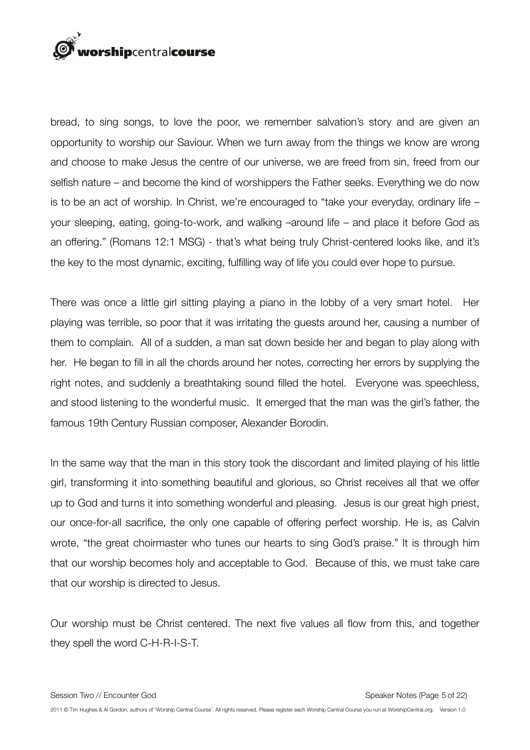bread, to sing songs, to love the poor, we remember salvation's story and are given an opportunity to worship our Saviour. When we turn away from the things we know are wrong and choose to make Jesus the centre of our universe, we are freed from sin, freed from our selfish nature – and become the kind of worshippers the Father seeks. Everything we do now is to be an act of worship. In Christ, we're encouraged to "take your everyday, ordinary life – your sleeping, eating, going-to-work, and walking –around life – and place it before God as an offering." (Romans 12:1 MSG) - that's what being truly Christ-centered looks like, and it's the key to the most dynamic, exciting, fulfilling way of life you could ever hope to pursue.

There was once a little girl sitting playing a piano in the lobby of a very smart hotel. Her playing was terrible, so poor that it was irritating the guests around her, causing a number of them to complain. All of a sudden, a man sat down beside her and began to play along with her. He began to fill in all the chords around her notes, correcting her errors by supplying the right notes, and suddenly a breathtaking sound filled the hotel. Everyone was speechless, and stood listening to the wonderful music. It emerged that the man was the girl's father, the famous 19th Century Russian composer, Alexander Borodin.

In the same way that the man in this story took the discordant and limited playing of his little girl, transforming it into something beautiful and glorious, so Christ receives all that we offer up to God and turns it into something wonderful and pleasing. Jesus is our great high priest, our once-for-all sacrifice, the only one capable of offering perfect worship. He is, as Calvin wrote, "the great choirmaster who tunes our hearts to sing God's praise." It is through him that our worship becomes holy and acceptable to God. Because of this, we must take care that our worship is directed to Jesus.

Our worship must be Christ centered. The next five values all flow from this, and together they spell the word C-H-R-I-S-T.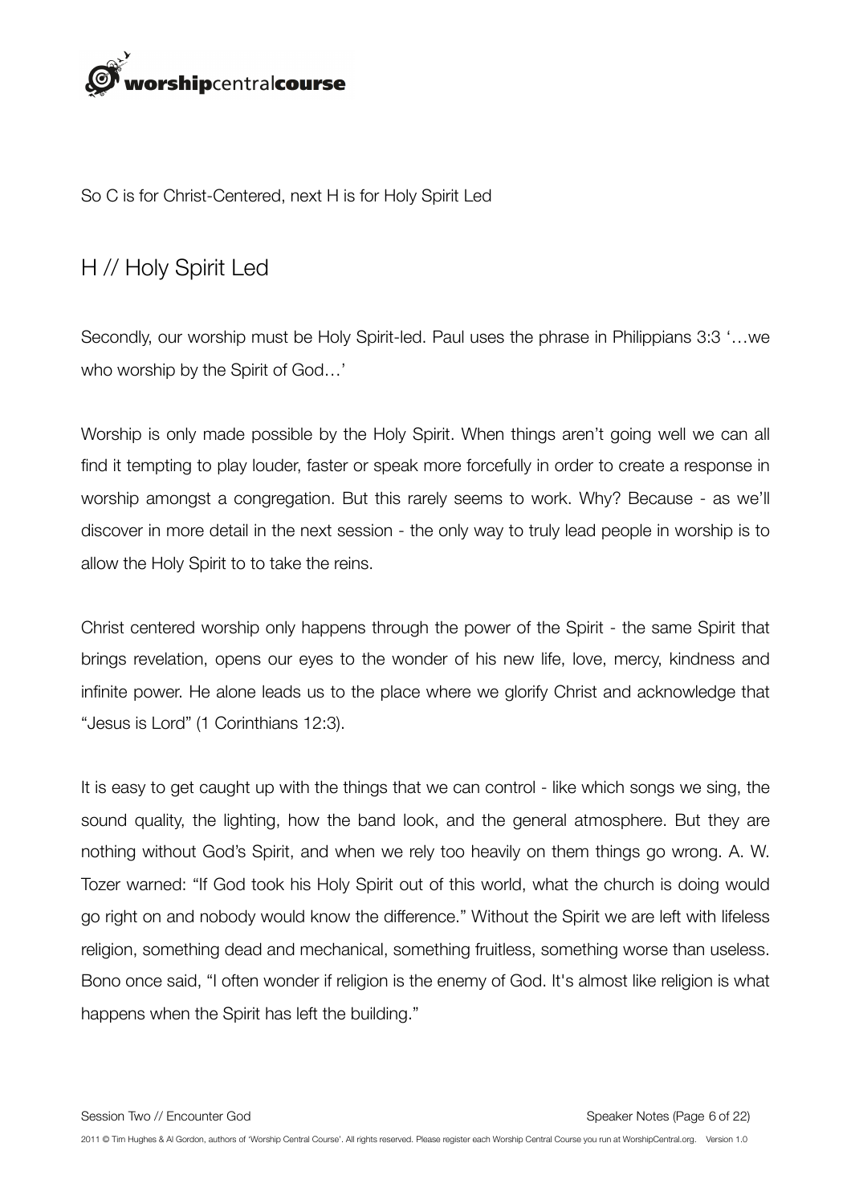So C is for Christ-Centered, next H is for Holy Spirit Led

## H // Holy Spirit Led

Secondly, our worship must be Holy Spirit-led. Paul uses the phrase in Philippians 3:3 '…we who worship by the Spirit of God…'

Worship is only made possible by the Holy Spirit. When things aren't going well we can all find it tempting to play louder, faster or speak more forcefully in order to create a response in worship amongst a congregation. But this rarely seems to work. Why? Because - as we'll discover in more detail in the next session - the only way to truly lead people in worship is to allow the Holy Spirit to to take the reins.

Christ centered worship only happens through the power of the Spirit - the same Spirit that brings revelation, opens our eyes to the wonder of his new life, love, mercy, kindness and infinite power. He alone leads us to the place where we glorify Christ and acknowledge that "Jesus is Lord" (1 Corinthians 12:3).

It is easy to get caught up with the things that we can control - like which songs we sing, the sound quality, the lighting, how the band look, and the general atmosphere. But they are nothing without God's Spirit, and when we rely too heavily on them things go wrong. A. W. Tozer warned: "If God took his Holy Spirit out of this world, what the church is doing would go right on and nobody would know the difference." Without the Spirit we are left with lifeless religion, something dead and mechanical, something fruitless, something worse than useless. Bono once said, "I often wonder if religion is the enemy of God. It's almost like religion is what happens when the Spirit has left the building."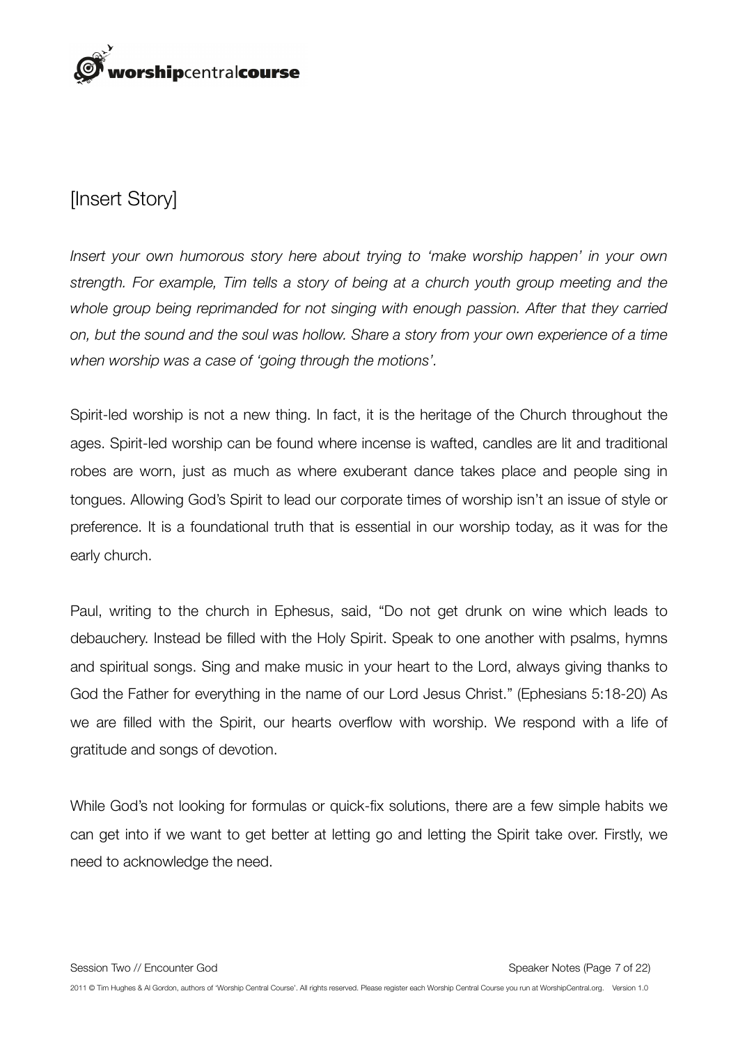## [Insert Story]

*Insert your own humorous story here about trying to 'make worship happen' in your own strength. For example, Tim tells a story of being at a church youth group meeting and the whole group being reprimanded for not singing with enough passion. After that they carried on, but the sound and the soul was hollow. Share a story from your own experience of a time when worship was a case of 'going through the motions'.*

Spirit-led worship is not a new thing. In fact, it is the heritage of the Church throughout the ages. Spirit-led worship can be found where incense is wafted, candles are lit and traditional robes are worn, just as much as where exuberant dance takes place and people sing in tongues. Allowing God's Spirit to lead our corporate times of worship isn't an issue of style or preference. It is a foundational truth that is essential in our worship today, as it was for the early church.

Paul, writing to the church in Ephesus, said, "Do not get drunk on wine which leads to debauchery. Instead be filled with the Holy Spirit. Speak to one another with psalms, hymns and spiritual songs. Sing and make music in your heart to the Lord, always giving thanks to God the Father for everything in the name of our Lord Jesus Christ." (Ephesians 5:18-20) As we are filled with the Spirit, our hearts overflow with worship. We respond with a life of gratitude and songs of devotion.

While God's not looking for formulas or quick-fix solutions, there are a few simple habits we can get into if we want to get better at letting go and letting the Spirit take over. Firstly, we need to acknowledge the need.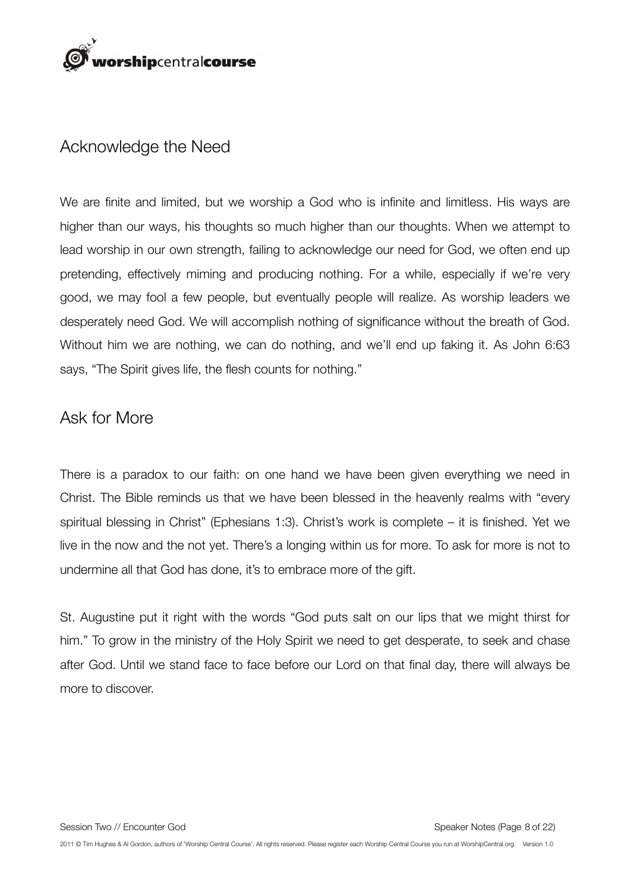## Acknowledge the Need

We are finite and limited, but we worship a God who is infinite and limitless. His ways are higher than our ways, his thoughts so much higher than our thoughts. When we attempt to lead worship in our own strength, failing to acknowledge our need for God, we often end up pretending, effectively miming and producing nothing. For a while, especially if we're very good, we may fool a few people, but eventually people will realize. As worship leaders we desperately need God. We will accomplish nothing of significance without the breath of God. Without him we are nothing, we can do nothing, and we'll end up faking it. As John 6:63 says, "The Spirit gives life, the flesh counts for nothing."

## Ask for More

There is a paradox to our faith: on one hand we have been given everything we need in Christ. The Bible reminds us that we have been blessed in the heavenly realms with "every spiritual blessing in Christ" (Ephesians 1:3). Christ's work is complete – it is finished. Yet we live in the now and the not yet. There's a longing within us for more. To ask for more is not to undermine all that God has done, it's to embrace more of the gift.

St. Augustine put it right with the words "God puts salt on our lips that we might thirst for him." To grow in the ministry of the Holy Spirit we need to get desperate, to seek and chase after God. Until we stand face to face before our Lord on that final day, there will always be more to discover.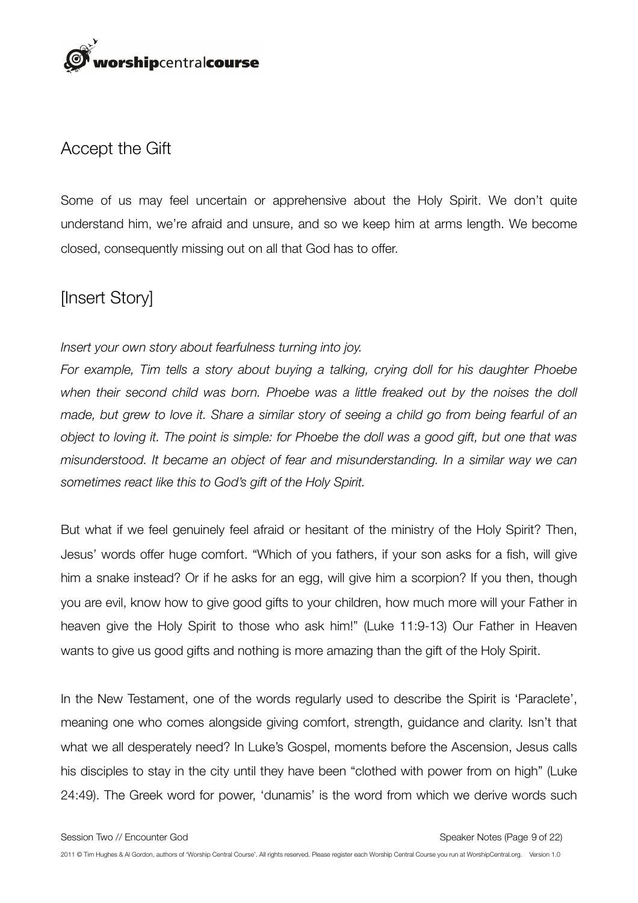## Accept the Gift

Some of us may feel uncertain or apprehensive about the Holy Spirit. We don't quite understand him, we're afraid and unsure, and so we keep him at arms length. We become closed, consequently missing out on all that God has to offer.

## [Insert Story]

*Insert your own story about fearfulness turning into joy.*
*For example, Tim tells a story about buying a talking, crying doll for his daughter Phoebe when their second child was born. Phoebe was a little freaked out by the noises the doll made, but grew to love it. Share a similar story of seeing a child go from being fearful of an object to loving it. The point is simple: for Phoebe the doll was a good gift, but one that was misunderstood. It became an object of fear and misunderstanding. In a similar way we can sometimes react like this to God's gift of the Holy Spirit.*

But what if we feel genuinely feel afraid or hesitant of the ministry of the Holy Spirit? Then, Jesus' words offer huge comfort. "Which of you fathers, if your son asks for a fish, will give him a snake instead? Or if he asks for an egg, will give him a scorpion? If you then, though you are evil, know how to give good gifts to your children, how much more will your Father in heaven give the Holy Spirit to those who ask him!" (Luke 11:9-13) Our Father in Heaven wants to give us good gifts and nothing is more amazing than the gift of the Holy Spirit.

In the New Testament, one of the words regularly used to describe the Spirit is 'Paraclete', meaning one who comes alongside giving comfort, strength, guidance and clarity. Isn't that what we all desperately need? In Luke's Gospel, moments before the Ascension, Jesus calls his disciples to stay in the city until they have been "clothed with power from on high" (Luke 24:49). The Greek word for power, 'dunamis' is the word from which we derive words such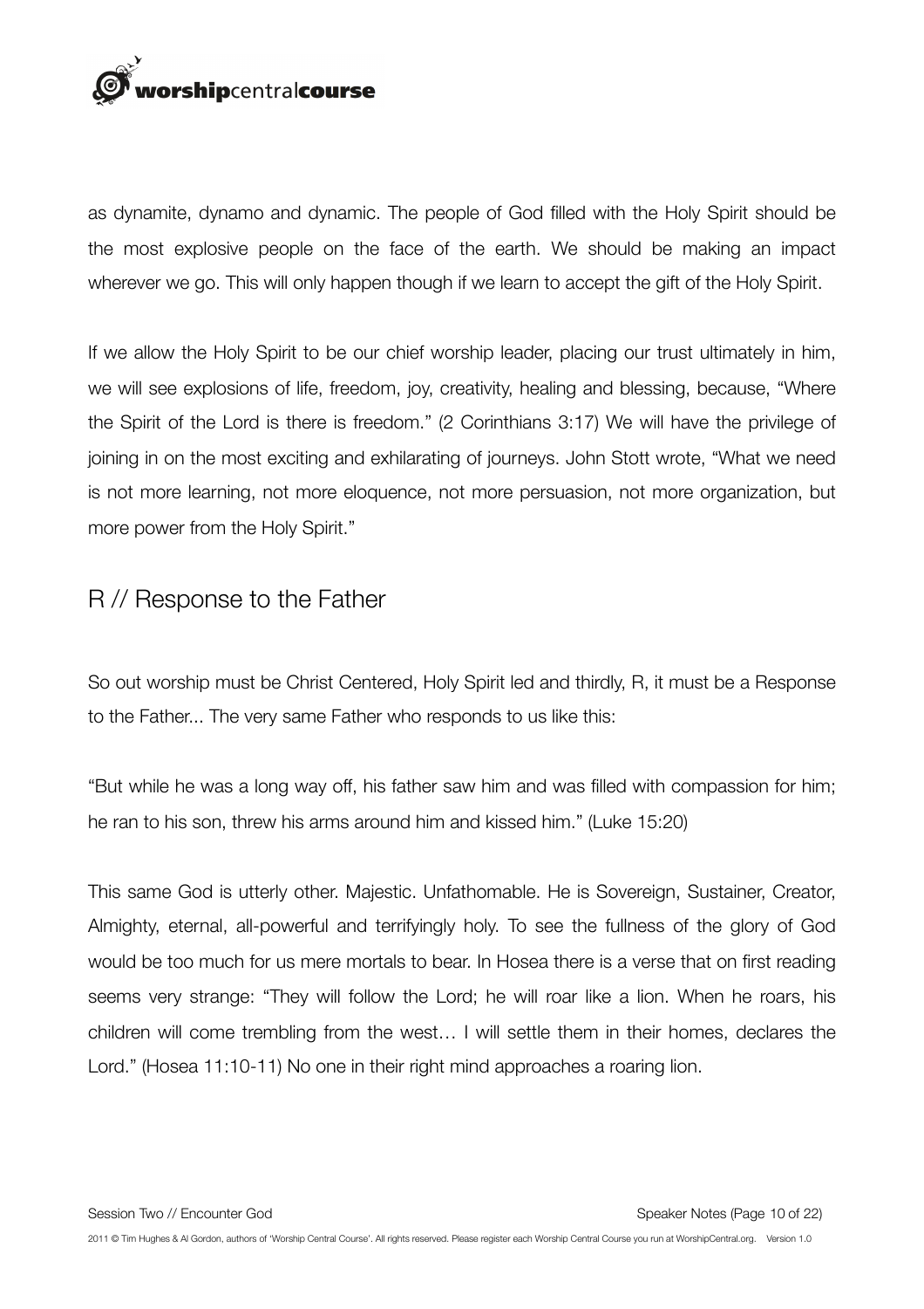as dynamite, dynamo and dynamic. The people of God filled with the Holy Spirit should be the most explosive people on the face of the earth. We should be making an impact wherever we go. This will only happen though if we learn to accept the gift of the Holy Spirit.

If we allow the Holy Spirit to be our chief worship leader, placing our trust ultimately in him, we will see explosions of life, freedom, joy, creativity, healing and blessing, because, "Where the Spirit of the Lord is there is freedom." (2 Corinthians 3:17) We will have the privilege of joining in on the most exciting and exhilarating of journeys. John Stott wrote, "What we need is not more learning, not more eloquence, not more persuasion, not more organization, but more power from the Holy Spirit."

## R // Response to the Father

So out worship must be Christ Centered, Holy Spirit led and thirdly, R, it must be a Response to the Father... The very same Father who responds to us like this:

"But while he was a long way off, his father saw him and was filled with compassion for him; he ran to his son, threw his arms around him and kissed him." (Luke 15:20)

This same God is utterly other. Majestic. Unfathomable. He is Sovereign, Sustainer, Creator, Almighty, eternal, all-powerful and terrifyingly holy. To see the fullness of the glory of God would be too much for us mere mortals to bear. In Hosea there is a verse that on first reading seems very strange: "They will follow the Lord; he will roar like a lion. When he roars, his children will come trembling from the west… I will settle them in their homes, declares the Lord." (Hosea 11:10-11) No one in their right mind approaches a roaring lion.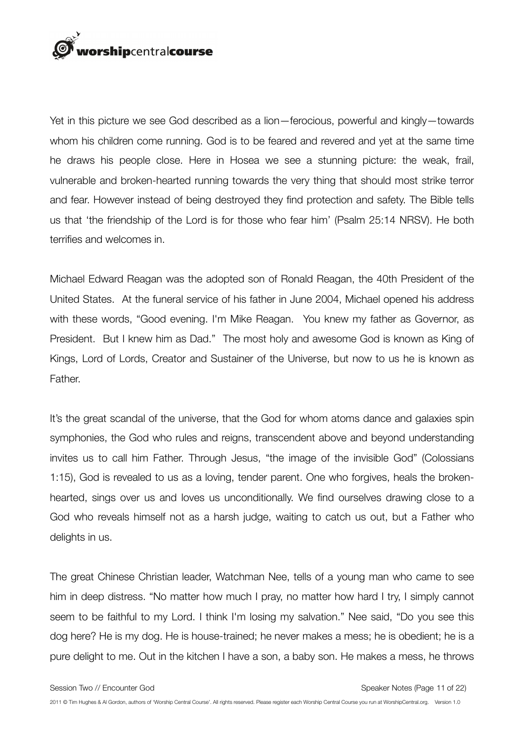Yet in this picture we see God described as a lion—ferocious, powerful and kingly—towards whom his children come running. God is to be feared and revered and yet at the same time he draws his people close. Here in Hosea we see a stunning picture: the weak, frail, vulnerable and broken-hearted running towards the very thing that should most strike terror and fear. However instead of being destroyed they find protection and safety. The Bible tells us that 'the friendship of the Lord is for those who fear him' (Psalm 25:14 NRSV). He both terrifies and welcomes in.

Michael Edward Reagan was the adopted son of Ronald Reagan, the 40th President of the United States. At the funeral service of his father in June 2004, Michael opened his address with these words, "Good evening. I'm Mike Reagan. You knew my father as Governor, as President. But I knew him as Dad." The most holy and awesome God is known as King of Kings, Lord of Lords, Creator and Sustainer of the Universe, but now to us he is known as Father.

It's the great scandal of the universe, that the God for whom atoms dance and galaxies spin symphonies, the God who rules and reigns, transcendent above and beyond understanding invites us to call him Father. Through Jesus, "the image of the invisible God" (Colossians 1:15), God is revealed to us as a loving, tender parent. One who forgives, heals the broken-hearted, sings over us and loves us unconditionally. We find ourselves drawing close to a God who reveals himself not as a harsh judge, waiting to catch us out, but a Father who delights in us.

The great Chinese Christian leader, Watchman Nee, tells of a young man who came to see him in deep distress. "No matter how much I pray, no matter how hard I try, I simply cannot seem to be faithful to my Lord. I think I'm losing my salvation." Nee said, "Do you see this dog here? He is my dog. He is house-trained; he never makes a mess; he is obedient; he is a pure delight to me. Out in the kitchen I have a son, a baby son. He makes a mess, he throws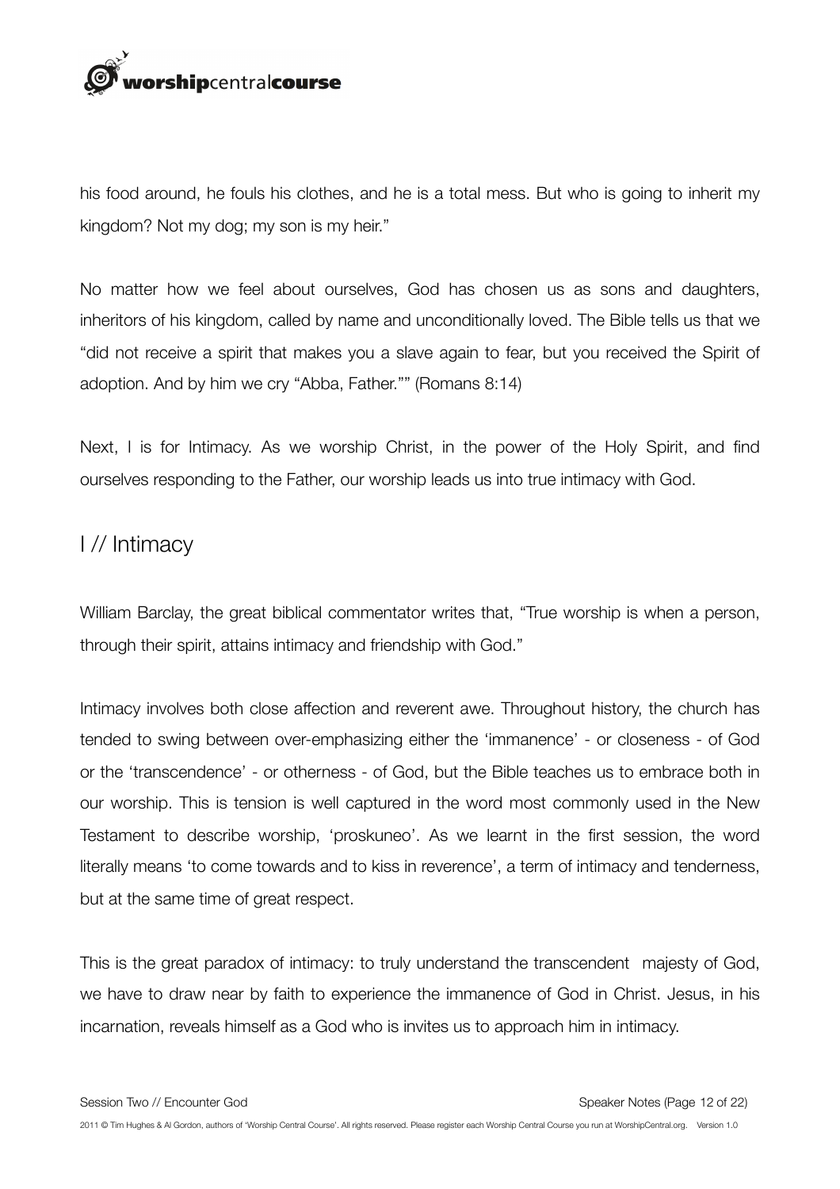his food around, he fouls his clothes, and he is a total mess. But who is going to inherit my kingdom? Not my dog; my son is my heir."

No matter how we feel about ourselves, God has chosen us as sons and daughters, inheritors of his kingdom, called by name and unconditionally loved. The Bible tells us that we "did not receive a spirit that makes you a slave again to fear, but you received the Spirit of adoption. And by him we cry "Abba, Father."" (Romans 8:14)

Next, I is for Intimacy. As we worship Christ, in the power of the Holy Spirit, and find ourselves responding to the Father, our worship leads us into true intimacy with God.

## I // Intimacy

William Barclay, the great biblical commentator writes that, "True worship is when a person, through their spirit, attains intimacy and friendship with God."

Intimacy involves both close affection and reverent awe. Throughout history, the church has tended to swing between over-emphasizing either the 'immanence' - or closeness - of God or the 'transcendence' - or otherness - of God, but the Bible teaches us to embrace both in our worship. This is tension is well captured in the word most commonly used in the New Testament to describe worship, 'proskuneo'. As we learnt in the first session, the word literally means 'to come towards and to kiss in reverence', a term of intimacy and tenderness, but at the same time of great respect.

This is the great paradox of intimacy: to truly understand the transcendent majesty of God, we have to draw near by faith to experience the immanence of God in Christ. Jesus, in his incarnation, reveals himself as a God who is invites us to approach him in intimacy.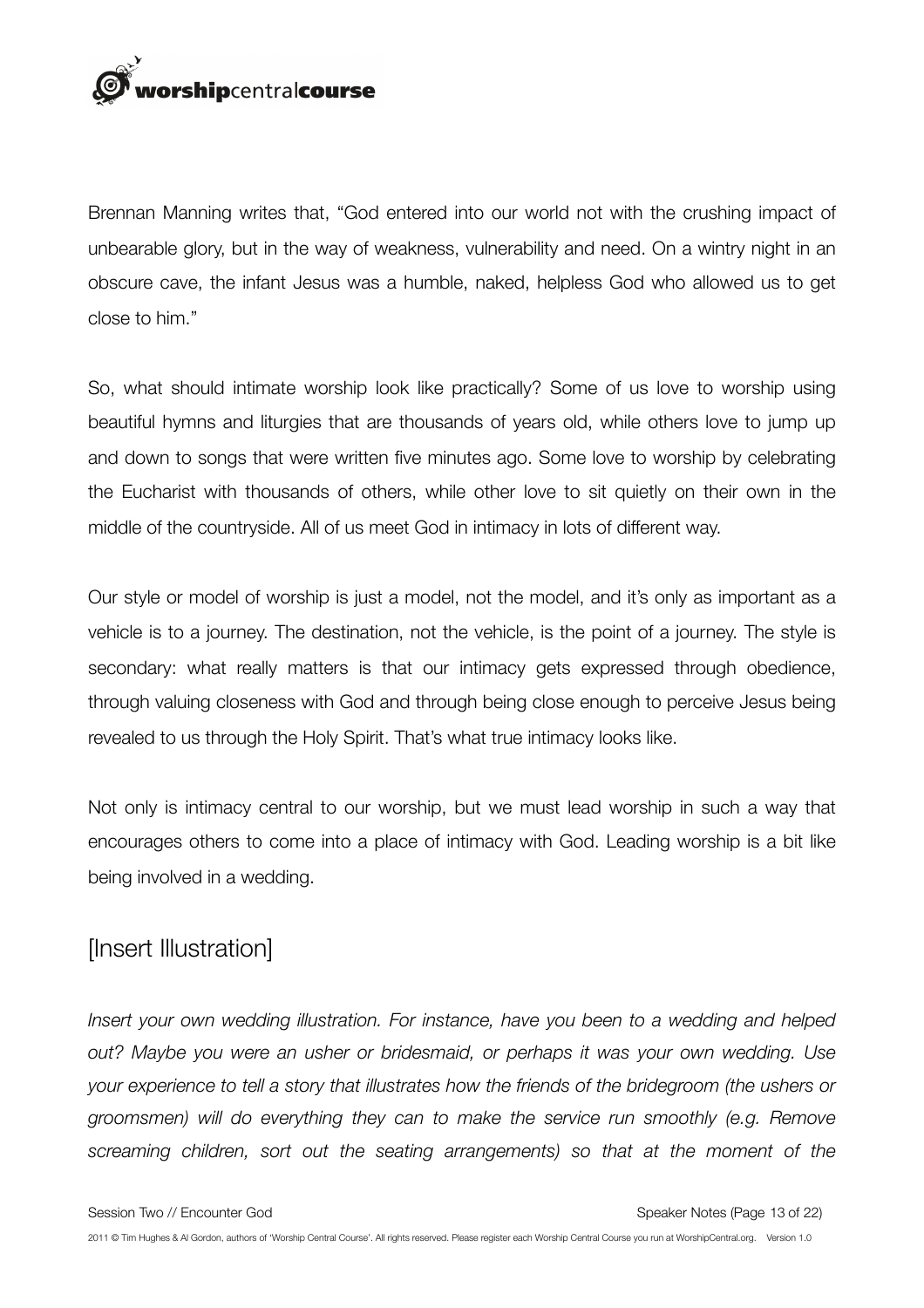Brennan Manning writes that, "God entered into our world not with the crushing impact of unbearable glory, but in the way of weakness, vulnerability and need. On a wintry night in an obscure cave, the infant Jesus was a humble, naked, helpless God who allowed us to get close to him."

So, what should intimate worship look like practically? Some of us love to worship using beautiful hymns and liturgies that are thousands of years old, while others love to jump up and down to songs that were written five minutes ago. Some love to worship by celebrating the Eucharist with thousands of others, while other love to sit quietly on their own in the middle of the countryside. All of us meet God in intimacy in lots of different way.

Our style or model of worship is just a model, not the model, and it's only as important as a vehicle is to a journey. The destination, not the vehicle, is the point of a journey. The style is secondary: what really matters is that our intimacy gets expressed through obedience, through valuing closeness with God and through being close enough to perceive Jesus being revealed to us through the Holy Spirit. That's what true intimacy looks like.

Not only is intimacy central to our worship, but we must lead worship in such a way that encourages others to come into a place of intimacy with God. Leading worship is a bit like being involved in a wedding.

## [Insert Illustration]

*Insert your own wedding illustration. For instance, have you been to a wedding and helped out? Maybe you were an usher or bridesmaid, or perhaps it was your own wedding. Use your experience to tell a story that illustrates how the friends of the bridegroom (the ushers or groomsmen) will do everything they can to make the service run smoothly (e.g. Remove screaming children, sort out the seating arrangements) so that at the moment of the*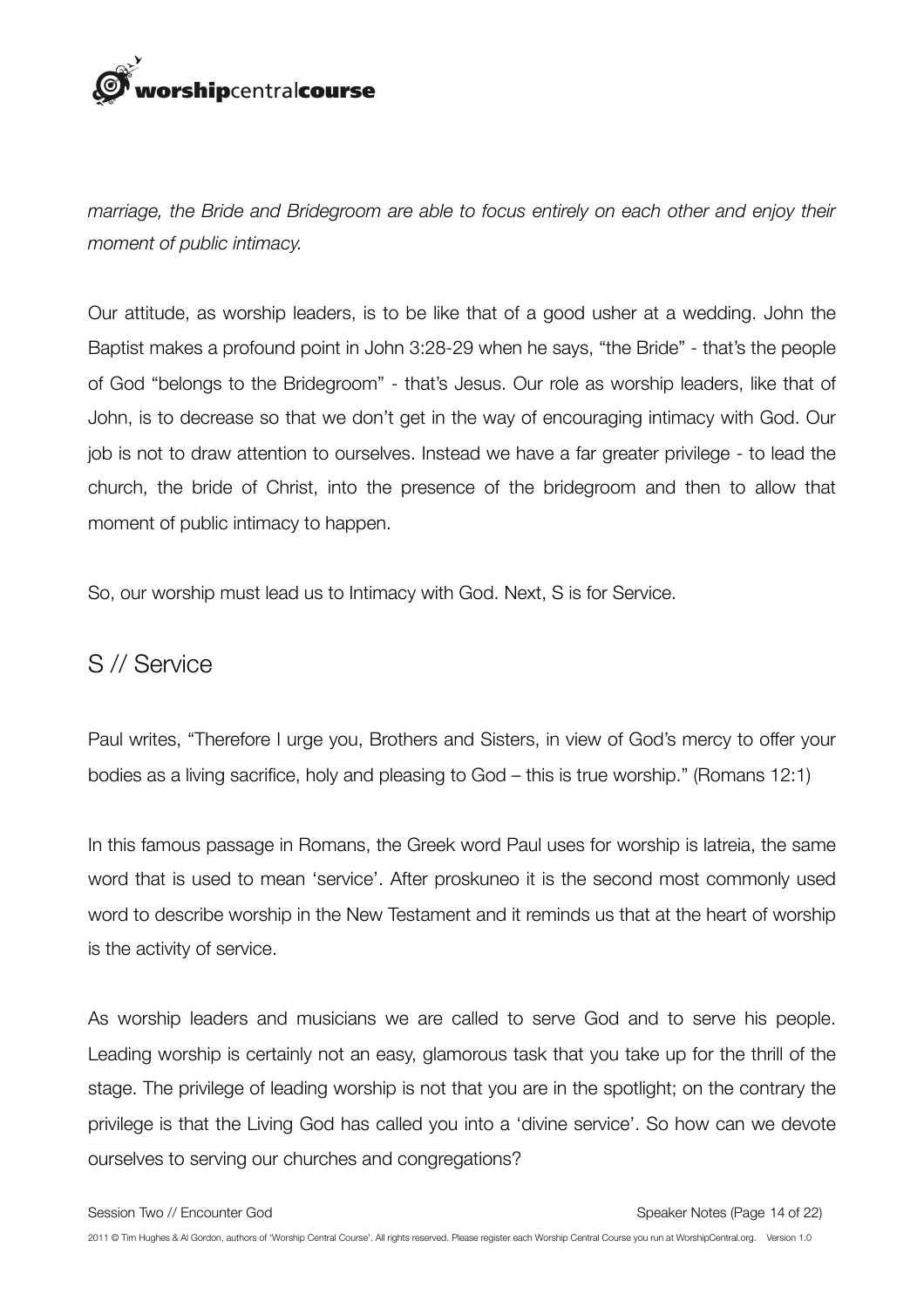*marriage, the Bride and Bridegroom are able to focus entirely on each other and enjoy their moment of public intimacy.*

Our attitude, as worship leaders, is to be like that of a good usher at a wedding. John the Baptist makes a profound point in John 3:28-29 when he says, “the Bride” - that’s the people of God “belongs to the Bridegroom” - that’s Jesus. Our role as worship leaders, like that of John, is to decrease so that we don’t get in the way of encouraging intimacy with God. Our job is not to draw attention to ourselves. Instead we have a far greater privilege - to lead the church, the bride of Christ, into the presence of the bridegroom and then to allow that moment of public intimacy to happen.

So, our worship must lead us to Intimacy with God. Next, S is for Service.

## S // Service

Paul writes, “Therefore I urge you, Brothers and Sisters, in view of God’s mercy to offer your bodies as a living sacrifice, holy and pleasing to God – this is true worship.” (Romans 12:1)

In this famous passage in Romans, the Greek word Paul uses for worship is latreia, the same word that is used to mean ‘service’. After proskuneo it is the second most commonly used word to describe worship in the New Testament and it reminds us that at the heart of worship is the activity of service.

As worship leaders and musicians we are called to serve God and to serve his people. Leading worship is certainly not an easy, glamorous task that you take up for the thrill of the stage. The privilege of leading worship is not that you are in the spotlight; on the contrary the privilege is that the Living God has called you into a ‘divine service’. So how can we devote ourselves to serving our churches and congregations?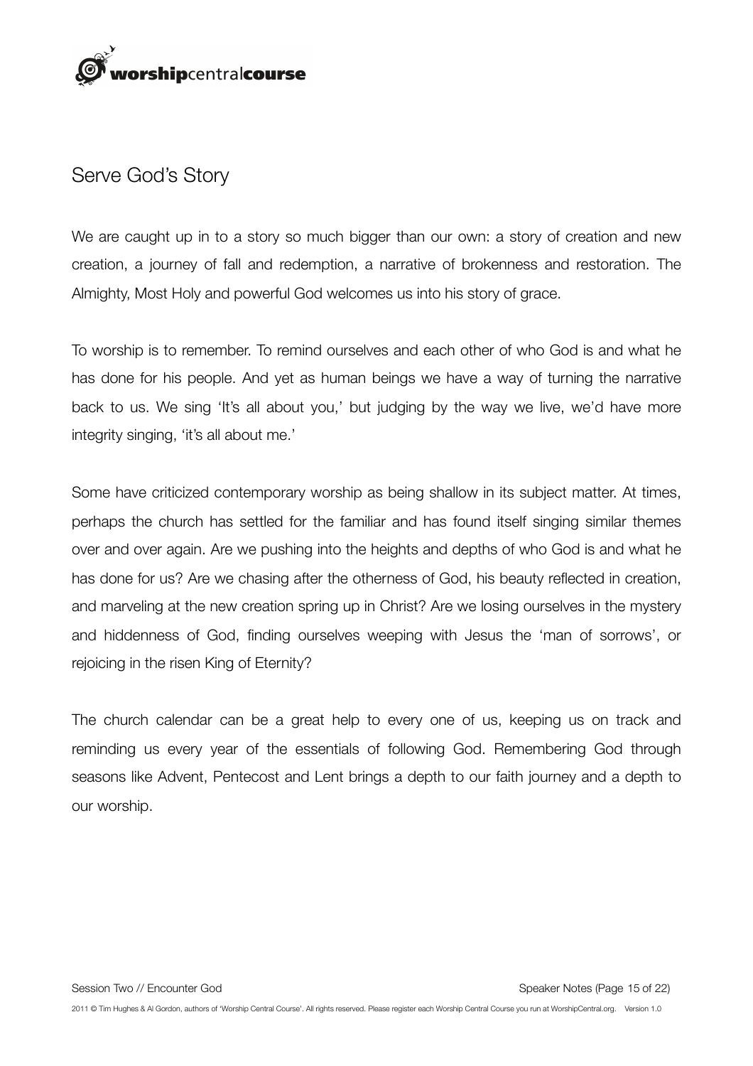## Serve God's Story

We are caught up in to a story so much bigger than our own: a story of creation and new creation, a journey of fall and redemption, a narrative of brokenness and restoration. The Almighty, Most Holy and powerful God welcomes us into his story of grace.

To worship is to remember. To remind ourselves and each other of who God is and what he has done for his people. And yet as human beings we have a way of turning the narrative back to us. We sing 'It's all about you,' but judging by the way we live, we'd have more integrity singing, 'it's all about me.'

Some have criticized contemporary worship as being shallow in its subject matter. At times, perhaps the church has settled for the familiar and has found itself singing similar themes over and over again. Are we pushing into the heights and depths of who God is and what he has done for us? Are we chasing after the otherness of God, his beauty reflected in creation, and marveling at the new creation spring up in Christ? Are we losing ourselves in the mystery and hiddenness of God, finding ourselves weeping with Jesus the 'man of sorrows', or rejoicing in the risen King of Eternity?

The church calendar can be a great help to every one of us, keeping us on track and reminding us every year of the essentials of following God. Remembering God through seasons like Advent, Pentecost and Lent brings a depth to our faith journey and a depth to our worship.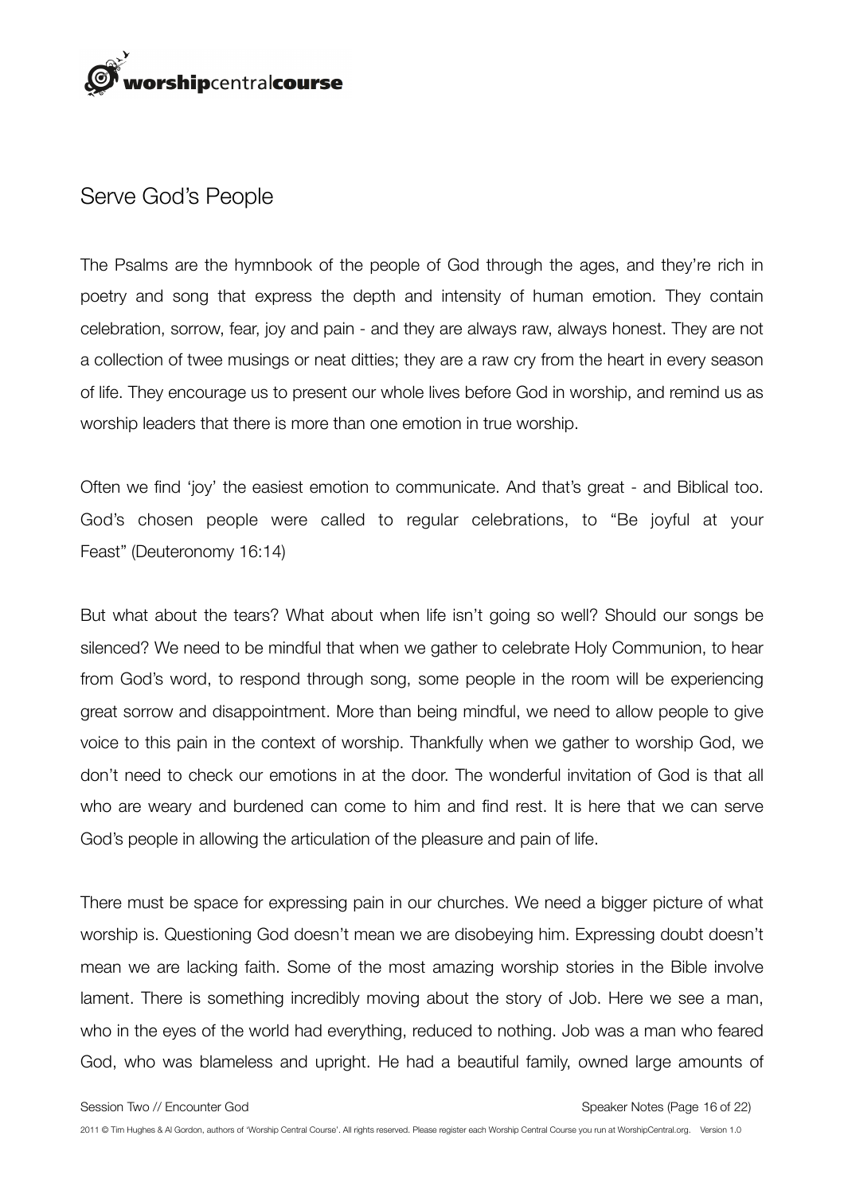## Serve God's People

The Psalms are the hymnbook of the people of God through the ages, and they're rich in poetry and song that express the depth and intensity of human emotion. They contain celebration, sorrow, fear, joy and pain - and they are always raw, always honest. They are not a collection of twee musings or neat ditties; they are a raw cry from the heart in every season of life. They encourage us to present our whole lives before God in worship, and remind us as worship leaders that there is more than one emotion in true worship.

Often we find 'joy' the easiest emotion to communicate. And that's great - and Biblical too. God's chosen people were called to regular celebrations, to "Be joyful at your Feast" (Deuteronomy 16:14)

But what about the tears? What about when life isn't going so well? Should our songs be silenced? We need to be mindful that when we gather to celebrate Holy Communion, to hear from God's word, to respond through song, some people in the room will be experiencing great sorrow and disappointment. More than being mindful, we need to allow people to give voice to this pain in the context of worship. Thankfully when we gather to worship God, we don't need to check our emotions in at the door. The wonderful invitation of God is that all who are weary and burdened can come to him and find rest. It is here that we can serve God's people in allowing the articulation of the pleasure and pain of life.

There must be space for expressing pain in our churches. We need a bigger picture of what worship is. Questioning God doesn't mean we are disobeying him. Expressing doubt doesn't mean we are lacking faith. Some of the most amazing worship stories in the Bible involve lament. There is something incredibly moving about the story of Job. Here we see a man, who in the eyes of the world had everything, reduced to nothing. Job was a man who feared God, who was blameless and upright. He had a beautiful family, owned large amounts of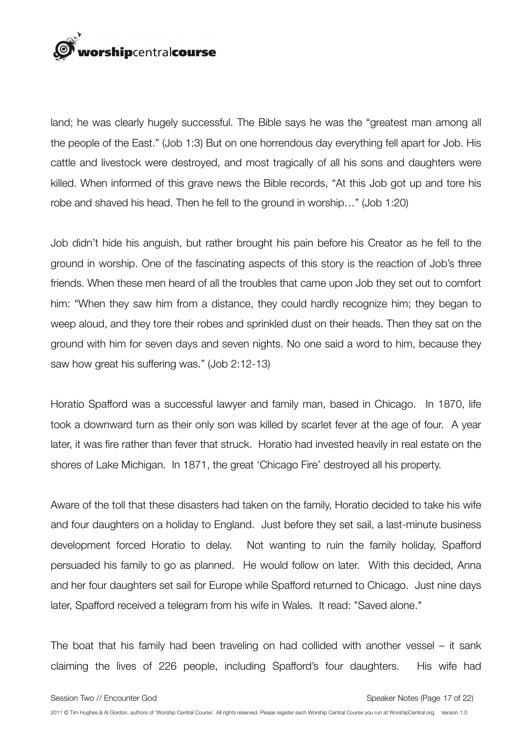land; he was clearly hugely successful. The Bible says he was the "greatest man among all the people of the East." (Job 1:3) But on one horrendous day everything fell apart for Job. His cattle and livestock were destroyed, and most tragically of all his sons and daughters were killed. When informed of this grave news the Bible records, "At this Job got up and tore his robe and shaved his head. Then he fell to the ground in worship…" (Job 1:20)

Job didn't hide his anguish, but rather brought his pain before his Creator as he fell to the ground in worship. One of the fascinating aspects of this story is the reaction of Job's three friends. When these men heard of all the troubles that came upon Job they set out to comfort him: "When they saw him from a distance, they could hardly recognize him; they began to weep aloud, and they tore their robes and sprinkled dust on their heads. Then they sat on the ground with him for seven days and seven nights. No one said a word to him, because they saw how great his suffering was." (Job 2:12-13)

Horatio Spafford was a successful lawyer and family man, based in Chicago. In 1870, life took a downward turn as their only son was killed by scarlet fever at the age of four. A year later, it was fire rather than fever that struck. Horatio had invested heavily in real estate on the shores of Lake Michigan. In 1871, the great 'Chicago Fire' destroyed all his property.

Aware of the toll that these disasters had taken on the family, Horatio decided to take his wife and four daughters on a holiday to England. Just before they set sail, a last-minute business development forced Horatio to delay. Not wanting to ruin the family holiday, Spafford persuaded his family to go as planned. He would follow on later. With this decided, Anna and her four daughters set sail for Europe while Spafford returned to Chicago. Just nine days later, Spafford received a telegram from his wife in Wales. It read: "Saved alone."

The boat that his family had been traveling on had collided with another vessel – it sank claiming the lives of 226 people, including Spafford's four daughters. His wife had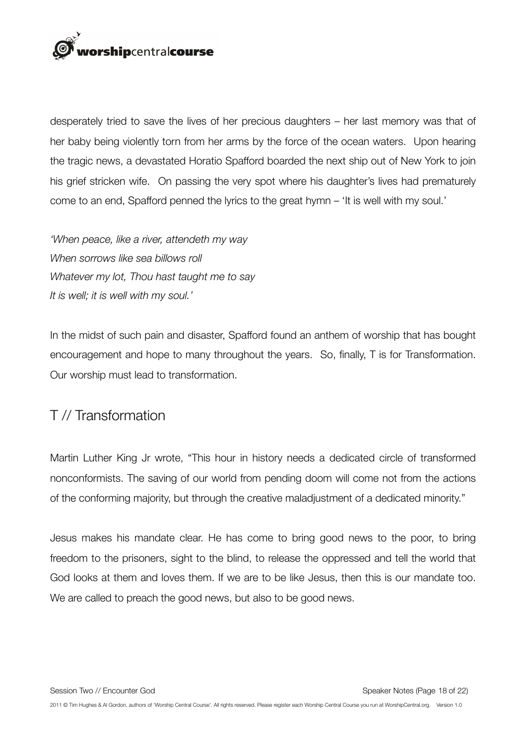desperately tried to save the lives of her precious daughters – her last memory was that of her baby being violently torn from her arms by the force of the ocean waters. Upon hearing the tragic news, a devastated Horatio Spafford boarded the next ship out of New York to join his grief stricken wife. On passing the very spot where his daughter's lives had prematurely come to an end, Spafford penned the lyrics to the great hymn – 'It is well with my soul.'

*'When peace, like a river, attendeth my way*
*When sorrows like sea billows roll*
*Whatever my lot, Thou hast taught me to say*
*It is well; it is well with my soul.'*

In the midst of such pain and disaster, Spafford found an anthem of worship that has bought encouragement and hope to many throughout the years. So, finally, T is for Transformation. Our worship must lead to transformation.

## T // Transformation

Martin Luther King Jr wrote, "This hour in history needs a dedicated circle of transformed nonconformists. The saving of our world from pending doom will come not from the actions of the conforming majority, but through the creative maladjustment of a dedicated minority."

Jesus makes his mandate clear. He has come to bring good news to the poor, to bring freedom to the prisoners, sight to the blind, to release the oppressed and tell the world that God looks at them and loves them. If we are to be like Jesus, then this is our mandate too. We are called to preach the good news, but also to be good news.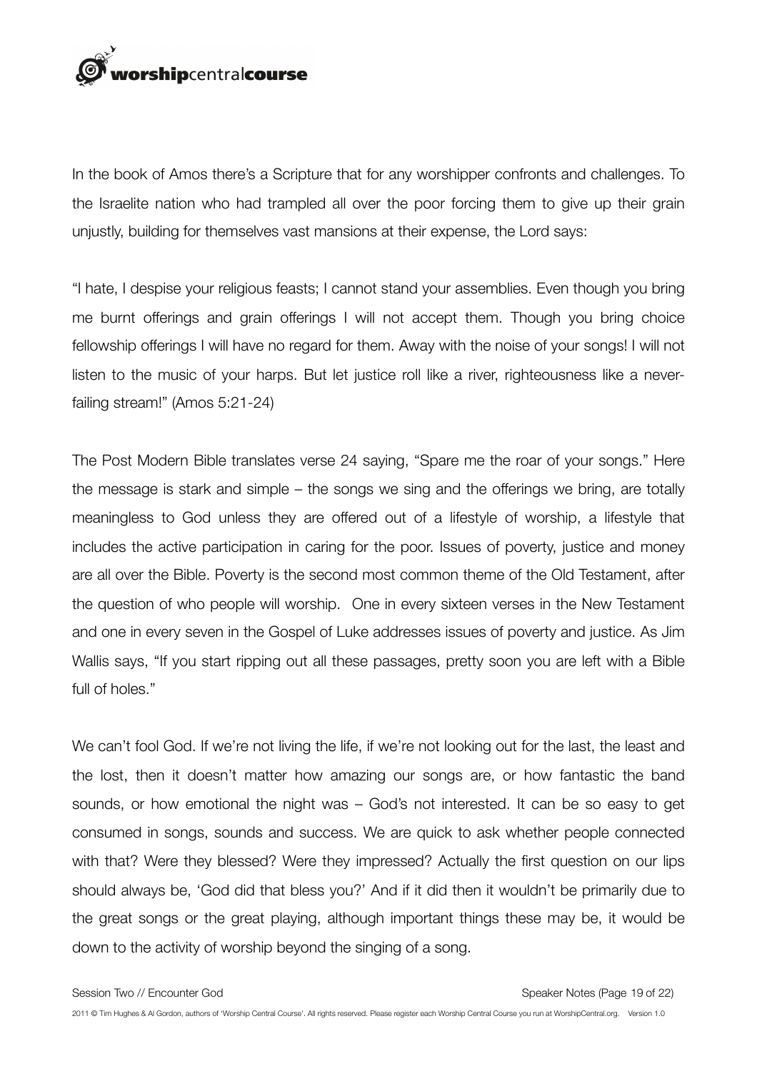In the book of Amos there's a Scripture that for any worshipper confronts and challenges. To the Israelite nation who had trampled all over the poor forcing them to give up their grain unjustly, building for themselves vast mansions at their expense, the Lord says:

"I hate, I despise your religious feasts; I cannot stand your assemblies. Even though you bring me burnt offerings and grain offerings I will not accept them. Though you bring choice fellowship offerings I will have no regard for them. Away with the noise of your songs! I will not listen to the music of your harps. But let justice roll like a river, righteousness like a never-failing stream!" (Amos 5:21-24)

The Post Modern Bible translates verse 24 saying, "Spare me the roar of your songs." Here the message is stark and simple – the songs we sing and the offerings we bring, are totally meaningless to God unless they are offered out of a lifestyle of worship, a lifestyle that includes the active participation in caring for the poor. Issues of poverty, justice and money are all over the Bible. Poverty is the second most common theme of the Old Testament, after the question of who people will worship. One in every sixteen verses in the New Testament and one in every seven in the Gospel of Luke addresses issues of poverty and justice. As Jim Wallis says, "If you start ripping out all these passages, pretty soon you are left with a Bible full of holes."

We can't fool God. If we're not living the life, if we're not looking out for the last, the least and the lost, then it doesn't matter how amazing our songs are, or how fantastic the band sounds, or how emotional the night was – God's not interested. It can be so easy to get consumed in songs, sounds and success. We are quick to ask whether people connected with that? Were they blessed? Were they impressed? Actually the first question on our lips should always be, 'God did that bless you?' And if it did then it wouldn't be primarily due to the great songs or the great playing, although important things these may be, it would be down to the activity of worship beyond the singing of a song.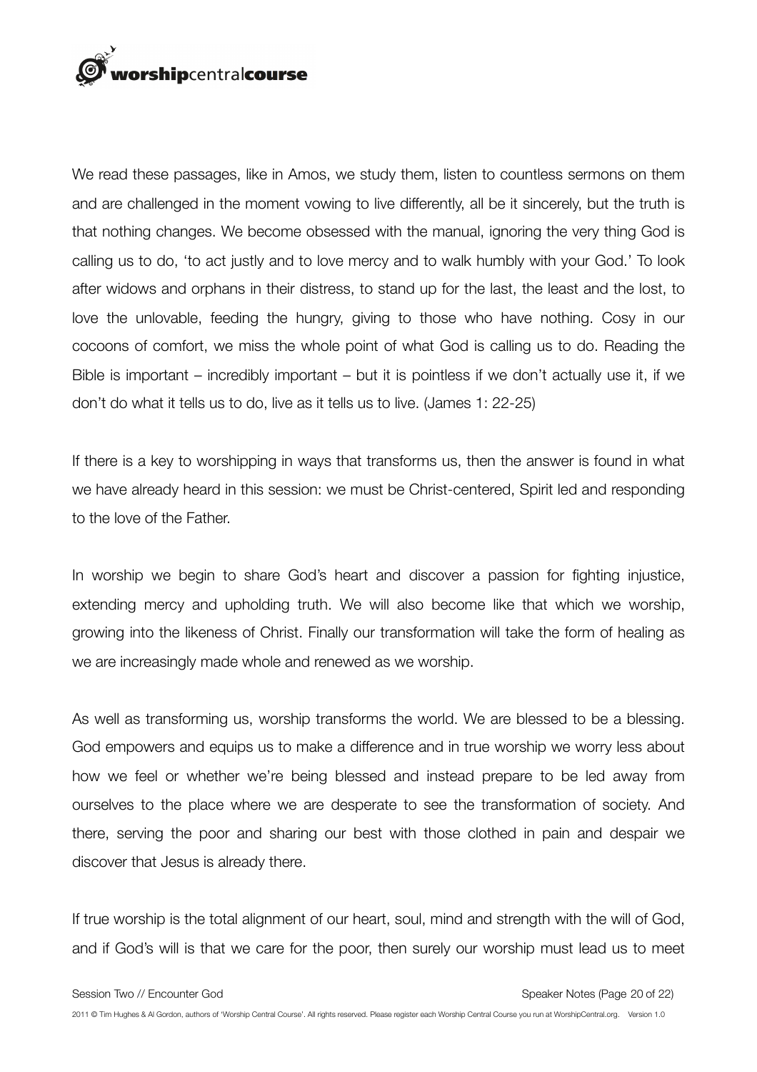We read these passages, like in Amos, we study them, listen to countless sermons on them and are challenged in the moment vowing to live differently, all be it sincerely, but the truth is that nothing changes. We become obsessed with the manual, ignoring the very thing God is calling us to do, 'to act justly and to love mercy and to walk humbly with your God.' To look after widows and orphans in their distress, to stand up for the last, the least and the lost, to love the unlovable, feeding the hungry, giving to those who have nothing. Cosy in our cocoons of comfort, we miss the whole point of what God is calling us to do. Reading the Bible is important – incredibly important – but it is pointless if we don't actually use it, if we don't do what it tells us to do, live as it tells us to live. (James 1: 22-25)

If there is a key to worshipping in ways that transforms us, then the answer is found in what we have already heard in this session: we must be Christ-centered, Spirit led and responding to the love of the Father.

In worship we begin to share God's heart and discover a passion for fighting injustice, extending mercy and upholding truth. We will also become like that which we worship, growing into the likeness of Christ. Finally our transformation will take the form of healing as we are increasingly made whole and renewed as we worship.

As well as transforming us, worship transforms the world. We are blessed to be a blessing. God empowers and equips us to make a difference and in true worship we worry less about how we feel or whether we're being blessed and instead prepare to be led away from ourselves to the place where we are desperate to see the transformation of society. And there, serving the poor and sharing our best with those clothed in pain and despair we discover that Jesus is already there.

If true worship is the total alignment of our heart, soul, mind and strength with the will of God, and if God's will is that we care for the poor, then surely our worship must lead us to meet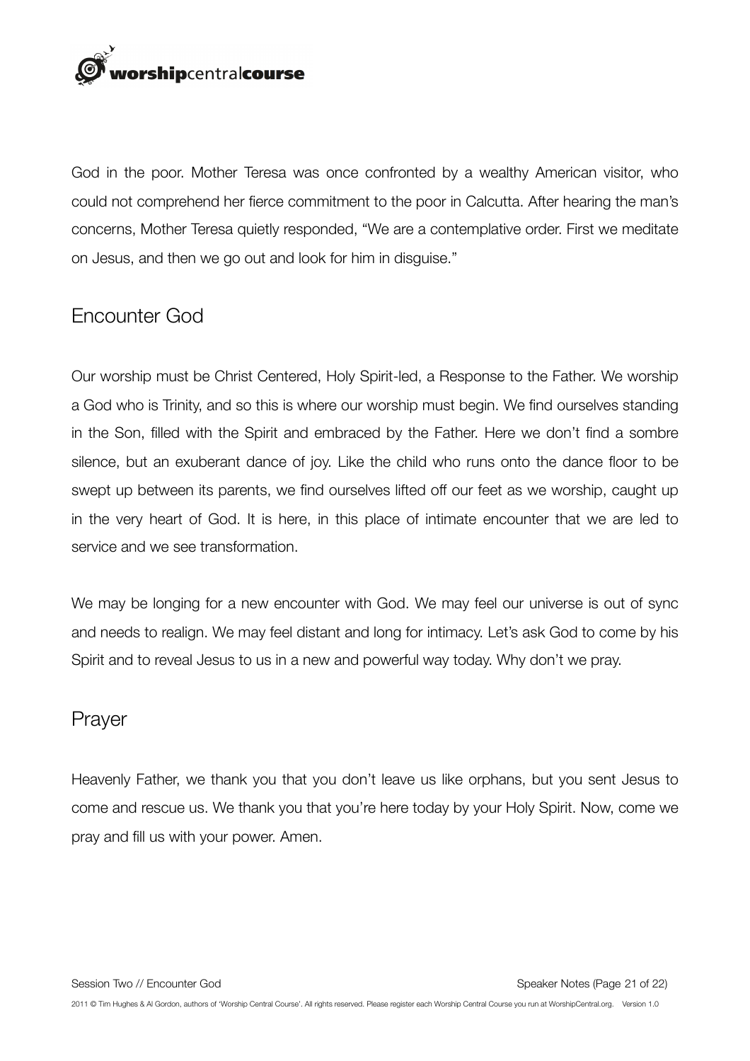God in the poor. Mother Teresa was once confronted by a wealthy American visitor, who could not comprehend her fierce commitment to the poor in Calcutta. After hearing the man's concerns, Mother Teresa quietly responded, "We are a contemplative order. First we meditate on Jesus, and then we go out and look for him in disguise."

## Encounter God

Our worship must be Christ Centered, Holy Spirit-led, a Response to the Father. We worship a God who is Trinity, and so this is where our worship must begin. We find ourselves standing in the Son, filled with the Spirit and embraced by the Father. Here we don't find a sombre silence, but an exuberant dance of joy. Like the child who runs onto the dance floor to be swept up between its parents, we find ourselves lifted off our feet as we worship, caught up in the very heart of God. It is here, in this place of intimate encounter that we are led to service and we see transformation.

We may be longing for a new encounter with God. We may feel our universe is out of sync and needs to realign. We may feel distant and long for intimacy. Let's ask God to come by his Spirit and to reveal Jesus to us in a new and powerful way today. Why don't we pray.

## Prayer

Heavenly Father, we thank you that you don't leave us like orphans, but you sent Jesus to come and rescue us. We thank you that you're here today by your Holy Spirit. Now, come we pray and fill us with your power. Amen.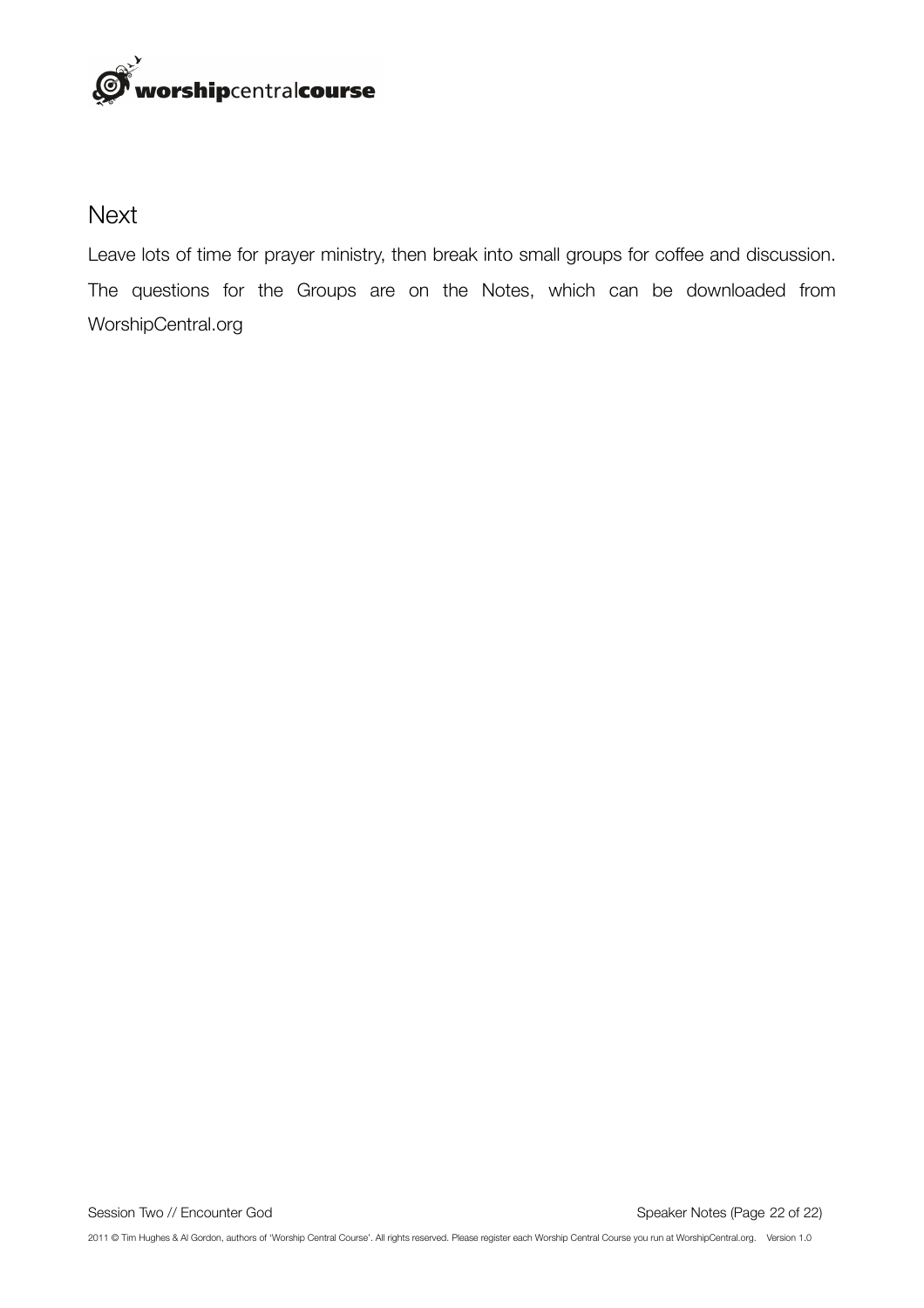## Next

Leave lots of time for prayer ministry, then break into small groups for coffee and discussion. The questions for the Groups are on the Notes, which can be downloaded from WorshipCentral.org